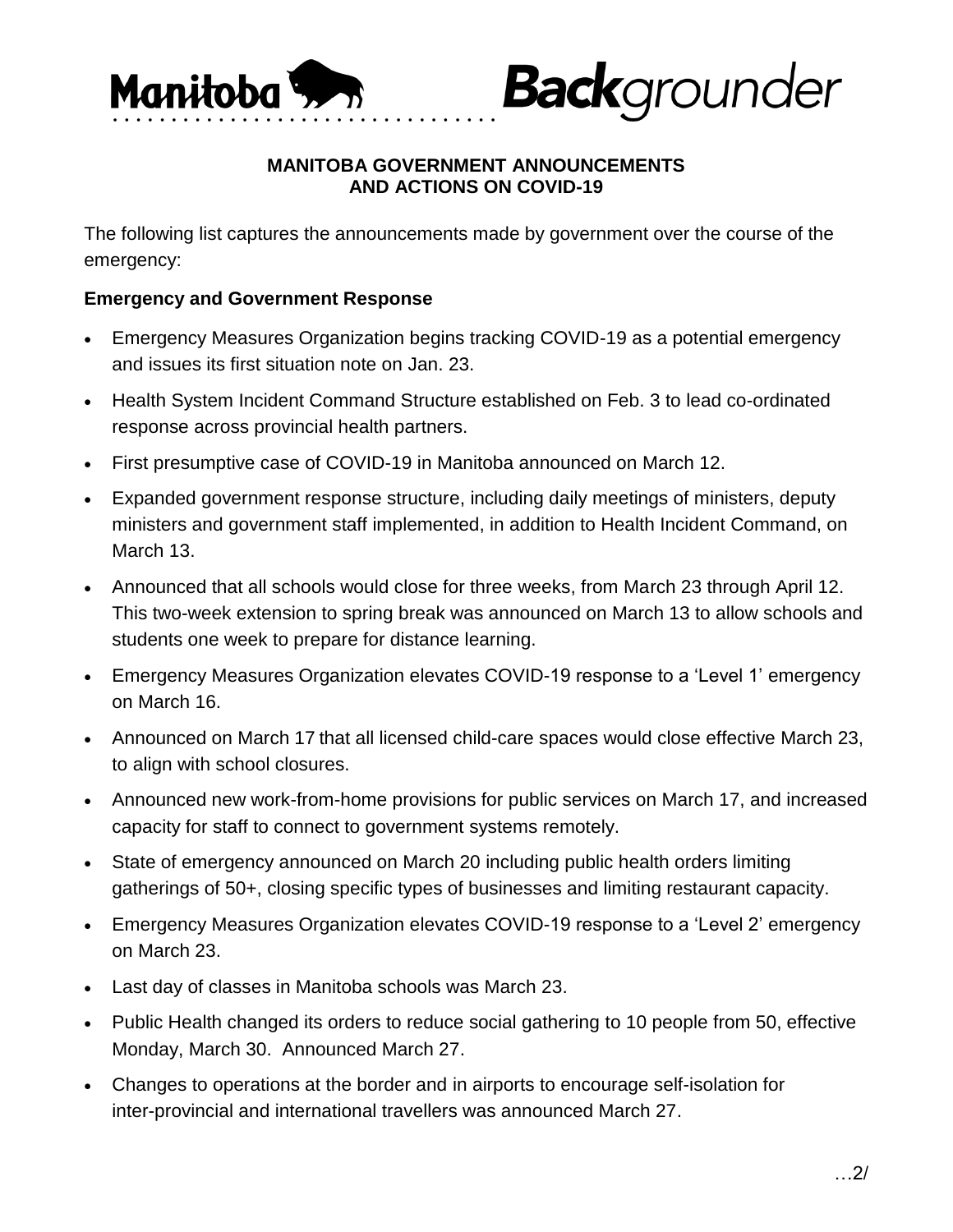Manitoba **Back**grounder

**MANITOBA GOVERNMENT ANNOUNCEMENTS AND ACTIONS ON COVID-19**

The following list captures the announcements made by government over the course of the emergency:

**Emergency and Government Response**

- Emergency Measures Organization begins tracking COVID-19 as a potential emergency and issues its first situation note on Jan. 23.
- Health System Incident Command Structure established on Feb. 3 to lead co-ordinated response across provincial health partners.
- First presumptive case of COVID-19 in Manitoba announced on March 12.
- Expanded government response structure, including daily meetings of ministers, deputy ministers and government staff implemented, in addition to Health Incident Command, on March 13.
- Announced that all schools would close for three weeks, from March 23 through April 12. This two-week extension to spring break was announced on March 13 to allow schools and students one week to prepare for distance learning.
- Emergency Measures Organization elevates COVID-19 response to a 'Level 1' emergency on March 16.
- Announced on March 17 that all licensed child-care spaces would close effective March 23, to align with school closures.
- Announced new work-from-home provisions for public services on March 17, and increased capacity for staff to connect to government systems remotely.
- State of emergency announced on March 20 including public health orders limiting gatherings of 50+, closing specific types of businesses and limiting restaurant capacity.
- Emergency Measures Organization elevates COVID-19 response to a 'Level 2' emergency on March 23.
- Last day of classes in Manitoba schools was March 23.
- Public Health changed its orders to reduce social gathering to 10 people from 50, effective Monday, March 30. Announced March 27.
- Changes to operations at the border and in airports to encourage self-isolation for inter-provincial and international travellers was announced March 27.

…2/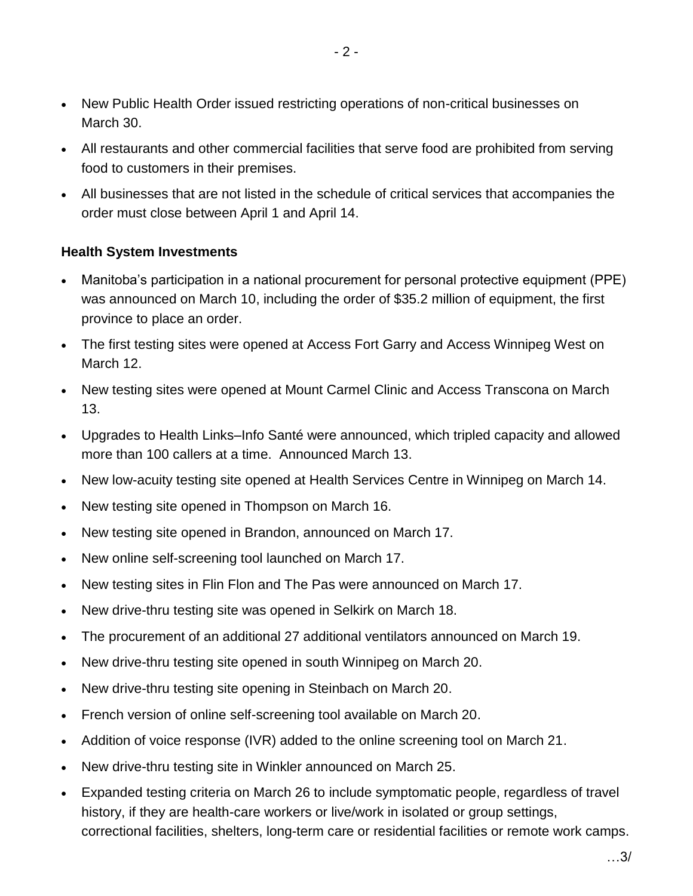- New Public Health Order issued restricting operations of non-critical businesses on March 30.
- All restaurants and other commercial facilities that serve food are prohibited from serving food to customers in their premises.
- All businesses that are not listed in the schedule of critical services that accompanies the order must close between April 1 and April 14.

**Health System Investments**

- Manitoba's participation in a national procurement for personal protective equipment (PPE) was announced on March 10, including the order of $35.2 million of equipment, the first province to place an order.
- The first testing sites were opened at Access Fort Garry and Access Winnipeg West on March 12.
- New testing sites were opened at Mount Carmel Clinic and Access Transcona on March 13.
- Upgrades to Health Links–Info Santé were announced, which tripled capacity and allowed more than 100 callers at a time. Announced March 13.
- New low-acuity testing site opened at Health Services Centre in Winnipeg on March 14.
- New testing site opened in Thompson on March 16.
- New testing site opened in Brandon, announced on March 17.
- New online self-screening tool launched on March 17.
- New testing sites in Flin Flon and The Pas were announced on March 17.
- New drive-thru testing site was opened in Selkirk on March 18.
- The procurement of an additional 27 additional ventilators announced on March 19.
- New drive-thru testing site opened in south Winnipeg on March 20.
- New drive-thru testing site opening in Steinbach on March 20.
- French version of online self-screening tool available on March 20.
- Addition of voice response (IVR) added to the online screening tool on March 21.
- New drive-thru testing site in Winkler announced on March 25.
- Expanded testing criteria on March 26 to include symptomatic people, regardless of travel history, if they are health-care workers or live/work in isolated or group settings, correctional facilities, shelters, long-term care or residential facilities or remote work camps.

…3/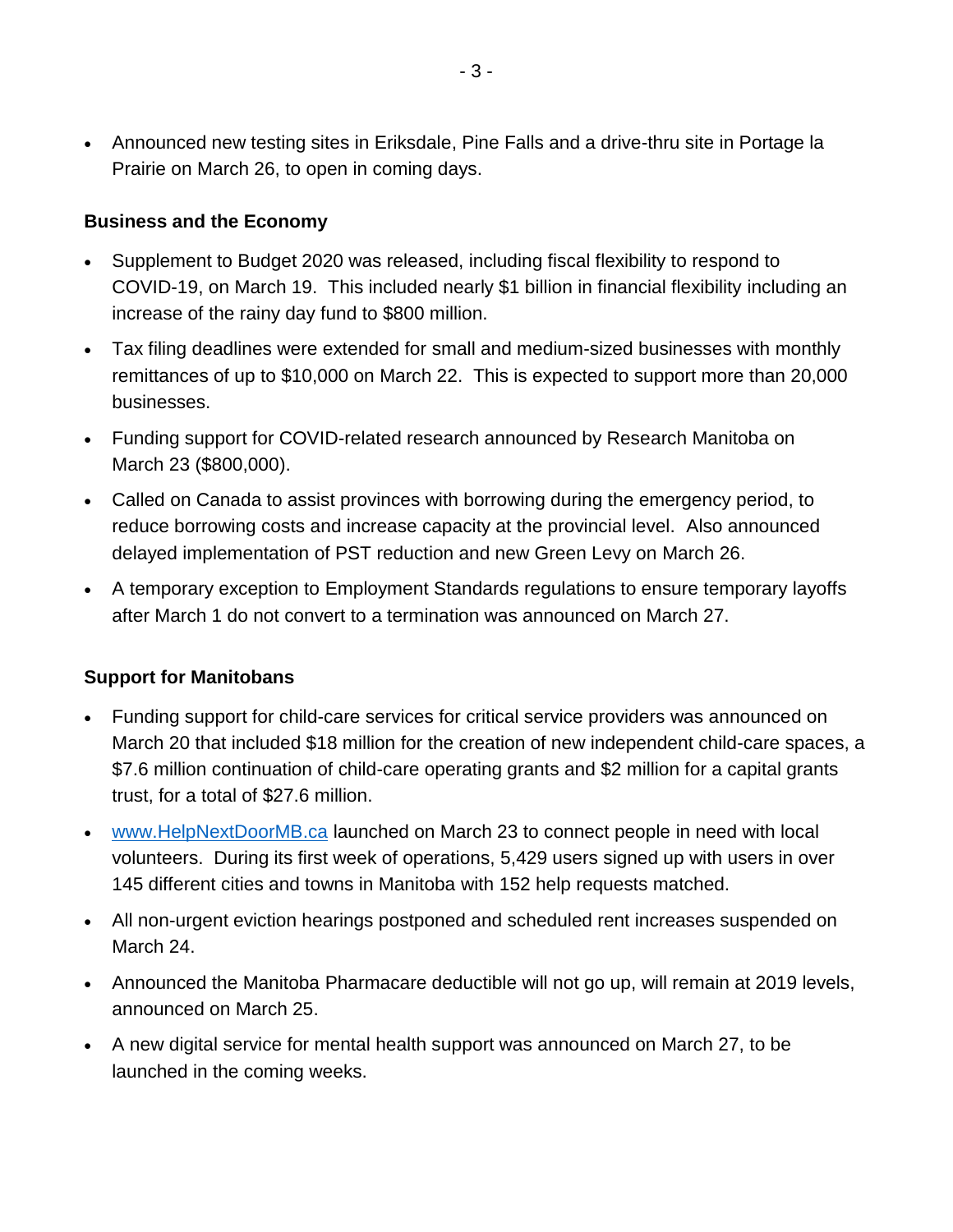- Announced new testing sites in Eriksdale, Pine Falls and a drive-thru site in Portage la Prairie on March 26, to open in coming days.

**Business and the Economy**

- Supplement to Budget 2020 was released, including fiscal flexibility to respond to COVID-19, on March 19. This included nearly $1 billion in financial flexibility including an increase of the rainy day fund to $800 million.
- Tax filing deadlines were extended for small and medium-sized businesses with monthly remittances of up to $10,000 on March 22. This is expected to support more than 20,000 businesses.
- Funding support for COVID-related research announced by Research Manitoba on March 23 ($800,000).
- Called on Canada to assist provinces with borrowing during the emergency period, to reduce borrowing costs and increase capacity at the provincial level. Also announced delayed implementation of PST reduction and new Green Levy on March 26.
- A temporary exception to Employment Standards regulations to ensure temporary layoffs after March 1 do not convert to a termination was announced on March 27.

**Support for Manitobans**

- Funding support for child-care services for critical service providers was announced on March 20 that included $18 million for the creation of new independent child-care spaces, a $7.6 million continuation of child-care operating grants and $2 million for a capital grants trust, for a total of $27.6 million.
- [www.HelpNextDoorMB.ca](http://www.HelpNextDoorMB.ca) launched on March 23 to connect people in need with local volunteers. During its first week of operations, 5,429 users signed up with users in over 145 different cities and towns in Manitoba with 152 help requests matched.
- All non-urgent eviction hearings postponed and scheduled rent increases suspended on March 24.
- Announced the Manitoba Pharmacare deductible will not go up, will remain at 2019 levels, announced on March 25.
- A new digital service for mental health support was announced on March 27, to be launched in the coming weeks.